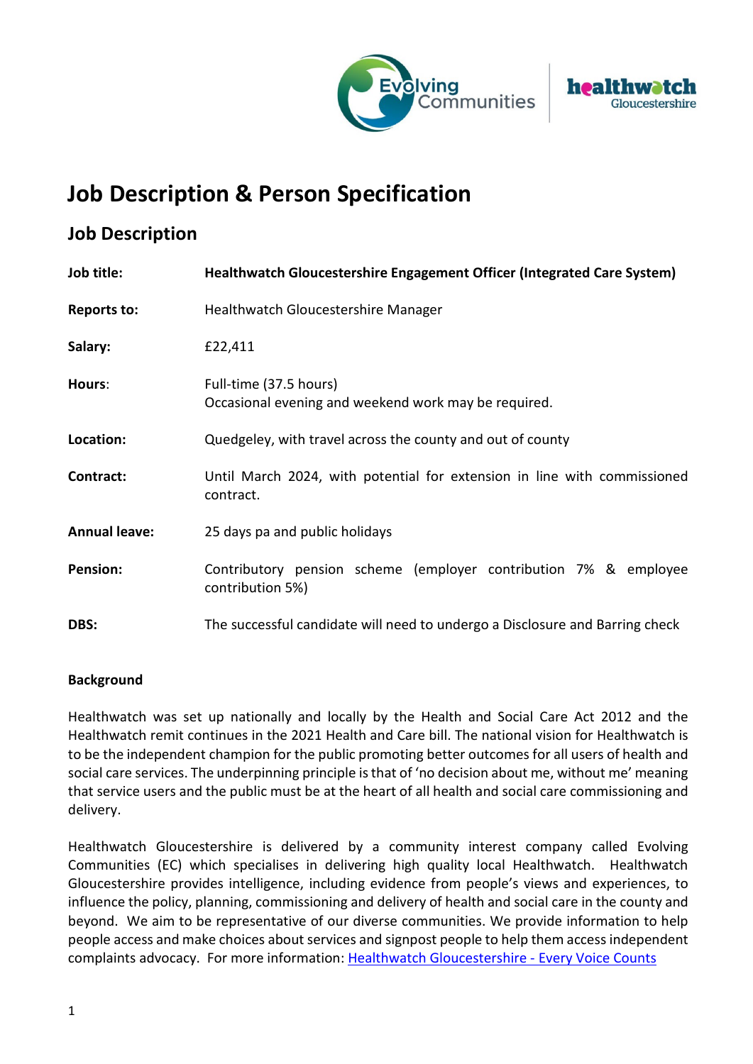# Job Description & Person Specification

## Job Description

| | |
|---|---|
| **Job title:** | **Healthwatch Gloucestershire Engagement Officer (Integrated Care System)** |
| **Reports to:** | Healthwatch Gloucestershire Manager |
| **Salary:** | £22,411 |
| **Hours:** | Full-time (37.5 hours)<br>Occasional evening and weekend work may be required. |
| **Location:** | Quedgeley, with travel across the county and out of county |
| **Contract:** | Until March 2024, with potential for extension in line with commissioned contract. |
| **Annual leave:** | 25 days pa and public holidays |
| **Pension:** | Contributory pension scheme (employer contribution 7% & employee contribution 5%) |
| **DBS:** | The successful candidate will need to undergo a Disclosure and Barring check |

**Background**

Healthwatch was set up nationally and locally by the Health and Social Care Act 2012 and the Healthwatch remit continues in the 2021 Health and Care bill. The national vision for Healthwatch is to be the independent champion for the public promoting better outcomes for all users of health and social care services. The underpinning principle is that of 'no decision about me, without me' meaning that service users and the public must be at the heart of all health and social care commissioning and delivery.

Healthwatch Gloucestershire is delivered by a community interest company called Evolving Communities (EC) which specialises in delivering high quality local Healthwatch. Healthwatch Gloucestershire provides intelligence, including evidence from people's views and experiences, to influence the policy, planning, commissioning and delivery of health and social care in the county and beyond. We aim to be representative of our diverse communities. We provide information to help people access and make choices about services and signpost people to help them access independent complaints advocacy. For more information: [Healthwatch Gloucestershire - Every Voice Counts]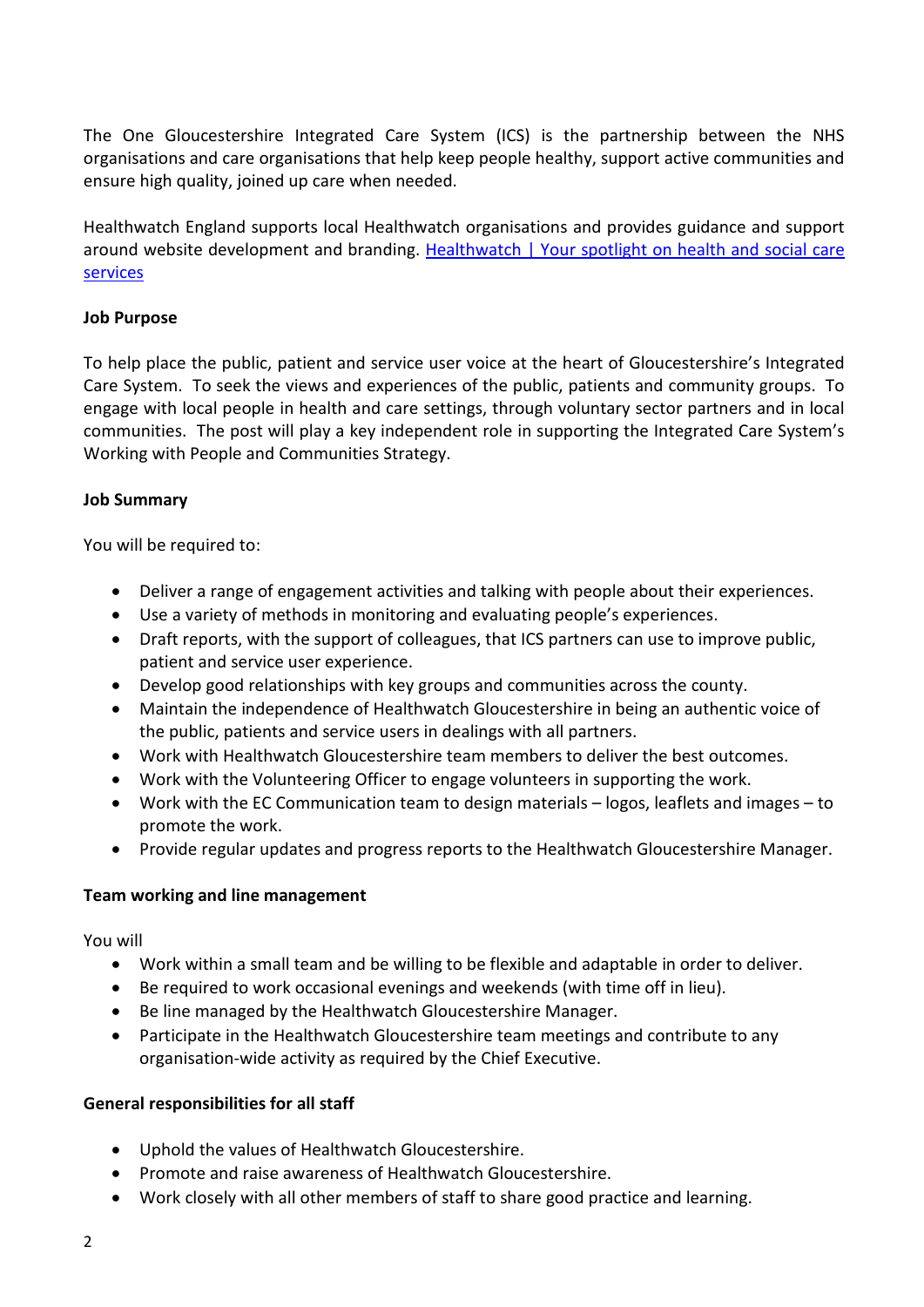The One Gloucestershire Integrated Care System (ICS) is the partnership between the NHS organisations and care organisations that help keep people healthy, support active communities and ensure high quality, joined up care when needed.

Healthwatch England supports local Healthwatch organisations and provides guidance and support around website development and branding. [Healthwatch | Your spotlight on health and social care services]

**Job Purpose**

To help place the public, patient and service user voice at the heart of Gloucestershire's Integrated Care System. To seek the views and experiences of the public, patients and community groups. To engage with local people in health and care settings, through voluntary sector partners and in local communities. The post will play a key independent role in supporting the Integrated Care System's Working with People and Communities Strategy.

**Job Summary**

You will be required to:

- Deliver a range of engagement activities and talking with people about their experiences.
- Use a variety of methods in monitoring and evaluating people's experiences.
- Draft reports, with the support of colleagues, that ICS partners can use to improve public, patient and service user experience.
- Develop good relationships with key groups and communities across the county.
- Maintain the independence of Healthwatch Gloucestershire in being an authentic voice of the public, patients and service users in dealings with all partners.
- Work with Healthwatch Gloucestershire team members to deliver the best outcomes.
- Work with the Volunteering Officer to engage volunteers in supporting the work.
- Work with the EC Communication team to design materials – logos, leaflets and images – to promote the work.
- Provide regular updates and progress reports to the Healthwatch Gloucestershire Manager.

**Team working and line management**

You will

- Work within a small team and be willing to be flexible and adaptable in order to deliver.
- Be required to work occasional evenings and weekends (with time off in lieu).
- Be line managed by the Healthwatch Gloucestershire Manager.
- Participate in the Healthwatch Gloucestershire team meetings and contribute to any organisation-wide activity as required by the Chief Executive.

**General responsibilities for all staff**

- Uphold the values of Healthwatch Gloucestershire.
- Promote and raise awareness of Healthwatch Gloucestershire.
- Work closely with all other members of staff to share good practice and learning.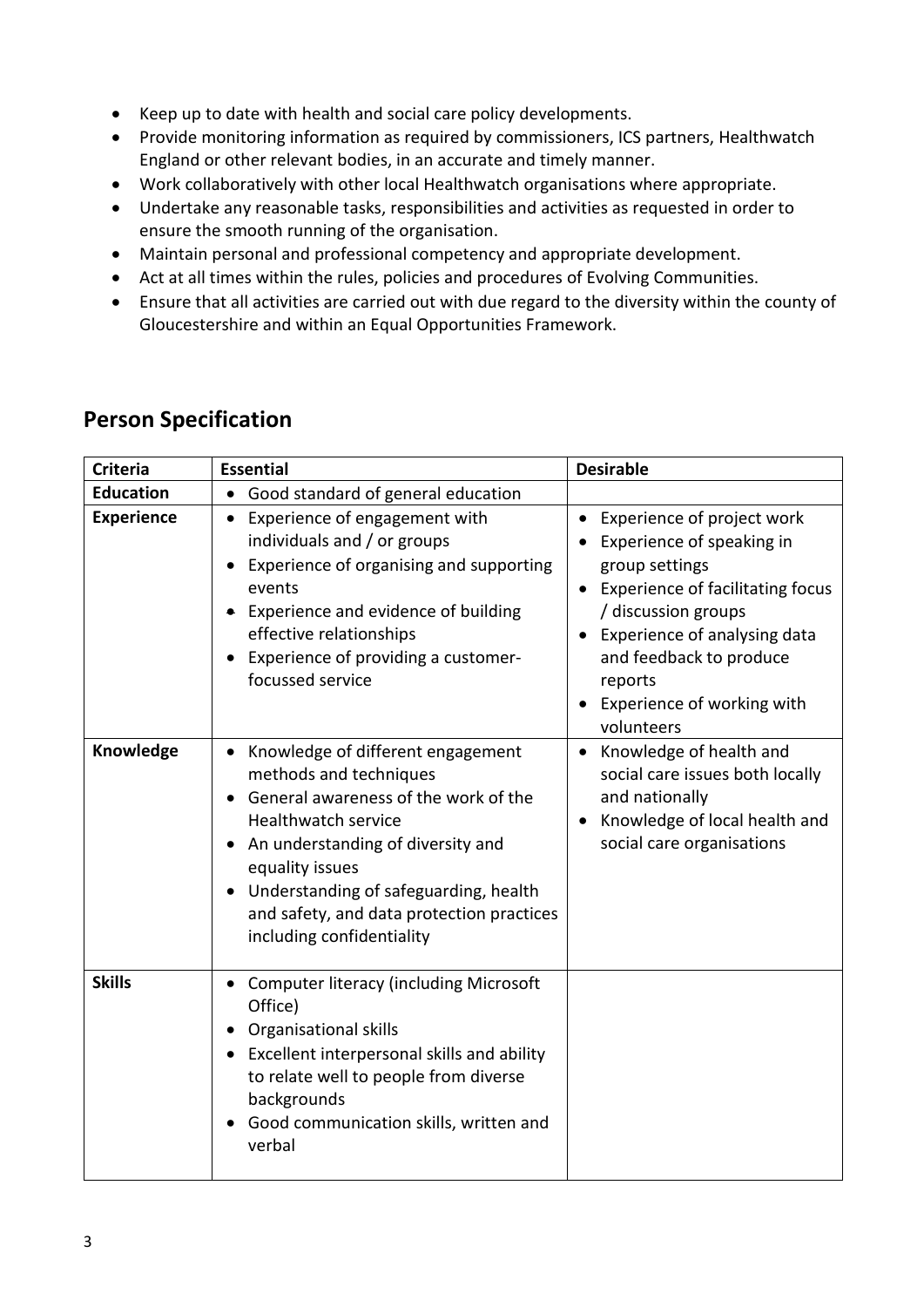- Keep up to date with health and social care policy developments.
- Provide monitoring information as required by commissioners, ICS partners, Healthwatch England or other relevant bodies, in an accurate and timely manner.
- Work collaboratively with other local Healthwatch organisations where appropriate.
- Undertake any reasonable tasks, responsibilities and activities as requested in order to ensure the smooth running of the organisation.
- Maintain personal and professional competency and appropriate development.
- Act at all times within the rules, policies and procedures of Evolving Communities.
- Ensure that all activities are carried out with due regard to the diversity within the county of Gloucestershire and within an Equal Opportunities Framework.

## Person Specification

| Criteria | Essential | Desirable |
|---|---|---|
| **Education** | • Good standard of general education | |
| **Experience** | • Experience of engagement with individuals and / or groups<br>• Experience of organising and supporting events<br>• Experience and evidence of building effective relationships<br>• Experience of providing a customer-focussed service | • Experience of project work<br>• Experience of speaking in group settings<br>• Experience of facilitating focus / discussion groups<br>• Experience of analysing data and feedback to produce reports<br>• Experience of working with volunteers |
| **Knowledge** | • Knowledge of different engagement methods and techniques<br>• General awareness of the work of the Healthwatch service<br>• An understanding of diversity and equality issues<br>• Understanding of safeguarding, health and safety, and data protection practices including confidentiality | • Knowledge of health and social care issues both locally and nationally<br>• Knowledge of local health and social care organisations |
| **Skills** | • Computer literacy (including Microsoft Office)<br>• Organisational skills<br>• Excellent interpersonal skills and ability to relate well to people from diverse backgrounds<br>• Good communication skills, written and verbal | |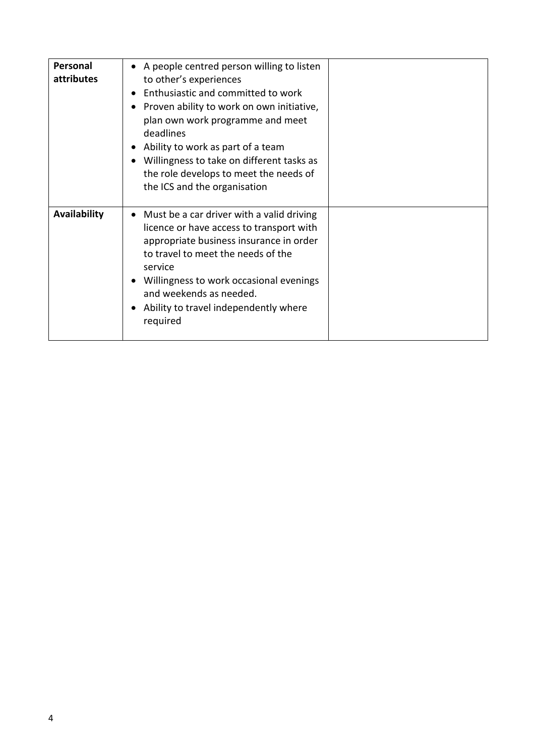| | | |
|---|---|---|
| **Personal attributes** | • A people centred person willing to listen to other's experiences<br>• Enthusiastic and committed to work<br>• Proven ability to work on own initiative, plan own work programme and meet deadlines<br>• Ability to work as part of a team<br>• Willingness to take on different tasks as the role develops to meet the needs of the ICS and the organisation | |
| **Availability** | • Must be a car driver with a valid driving licence or have access to transport with appropriate business insurance in order to travel to meet the needs of the service<br>• Willingness to work occasional evenings and weekends as needed.<br>• Ability to travel independently where required | |